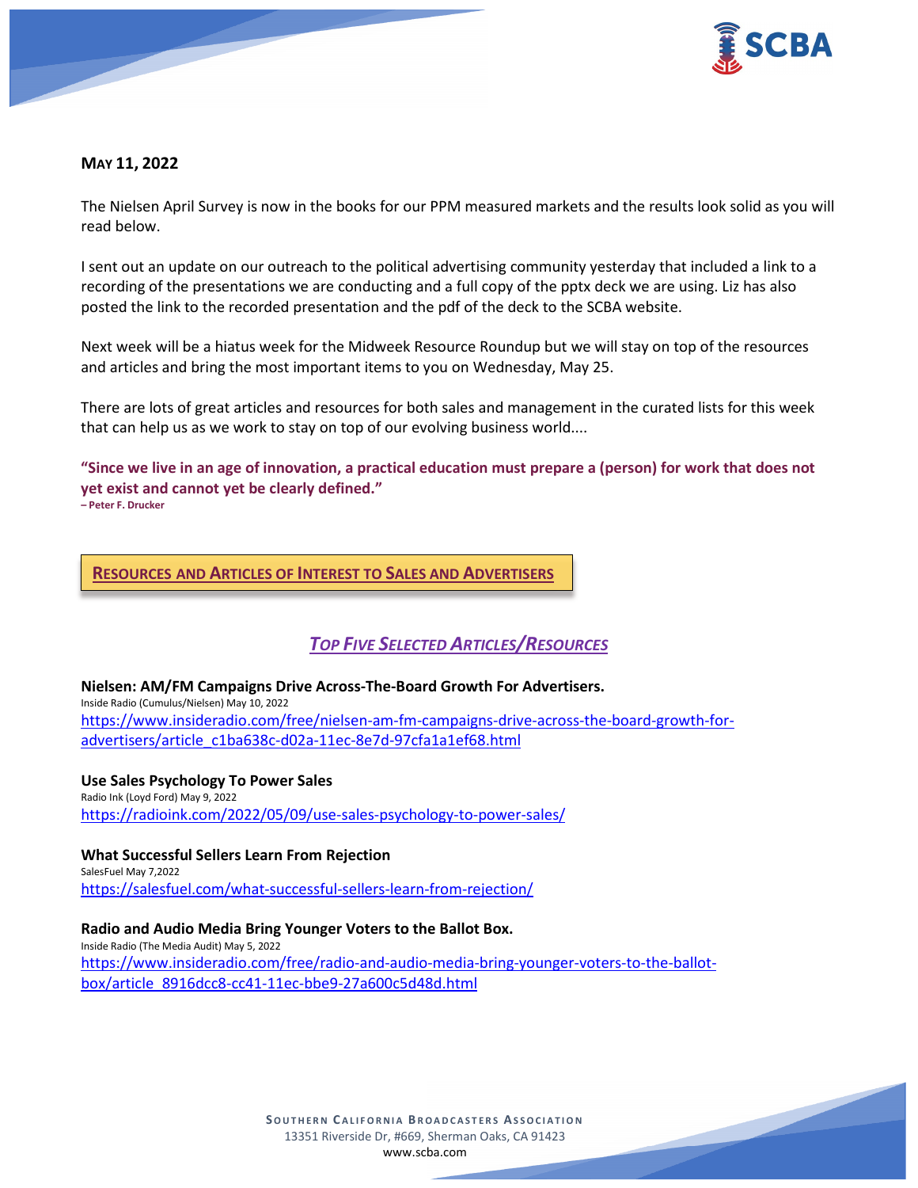**MAY 11, 2022**

The Nielsen April Survey is now in the books for our PPM measured markets and the results look solid as you will read below.

I sent out an update on our outreach to the political advertising community yesterday that included a link to a recording of the presentations we are conducting and a full copy of the pptx deck we are using. Liz has also posted the link to the recorded presentation and the pdf of the deck to the SCBA website.

Next week will be a hiatus week for the Midweek Resource Roundup but we will stay on top of the resources and articles and bring the most important items to you on Wednesday, May 25.

There are lots of great articles and resources for both sales and management in the curated lists for this week that can help us as we work to stay on top of our evolving business world....

**"Since we live in an age of innovation, a practical education must prepare a (person) for work that does not yet exist and cannot yet be clearly defined."**
**– Peter F. Drucker**

## RESOURCES AND ARTICLES OF INTEREST TO SALES AND ADVERTISERS

### *TOP FIVE SELECTED ARTICLES/RESOURCES*

**Nielsen: AM/FM Campaigns Drive Across-The-Board Growth For Advertisers.**
Inside Radio (Cumulus/Nielsen) May 10, 2022
https://www.insideradio.com/free/nielsen-am-fm-campaigns-drive-across-the-board-growth-for-advertisers/article_c1ba638c-d02a-11ec-8e7d-97cfa1a1ef68.html

**Use Sales Psychology To Power Sales**
Radio Ink (Loyd Ford) May 9, 2022
https://radioink.com/2022/05/09/use-sales-psychology-to-power-sales/

**What Successful Sellers Learn From Rejection**
SalesFuel May 7,2022
https://salesfuel.com/what-successful-sellers-learn-from-rejection/

**Radio and Audio Media Bring Younger Voters to the Ballot Box.**
Inside Radio (The Media Audit) May 5, 2022
https://www.insideradio.com/free/radio-and-audio-media-bring-younger-voters-to-the-ballot-box/article_8916dcc8-cc41-11ec-bbe9-27a600c5d48d.html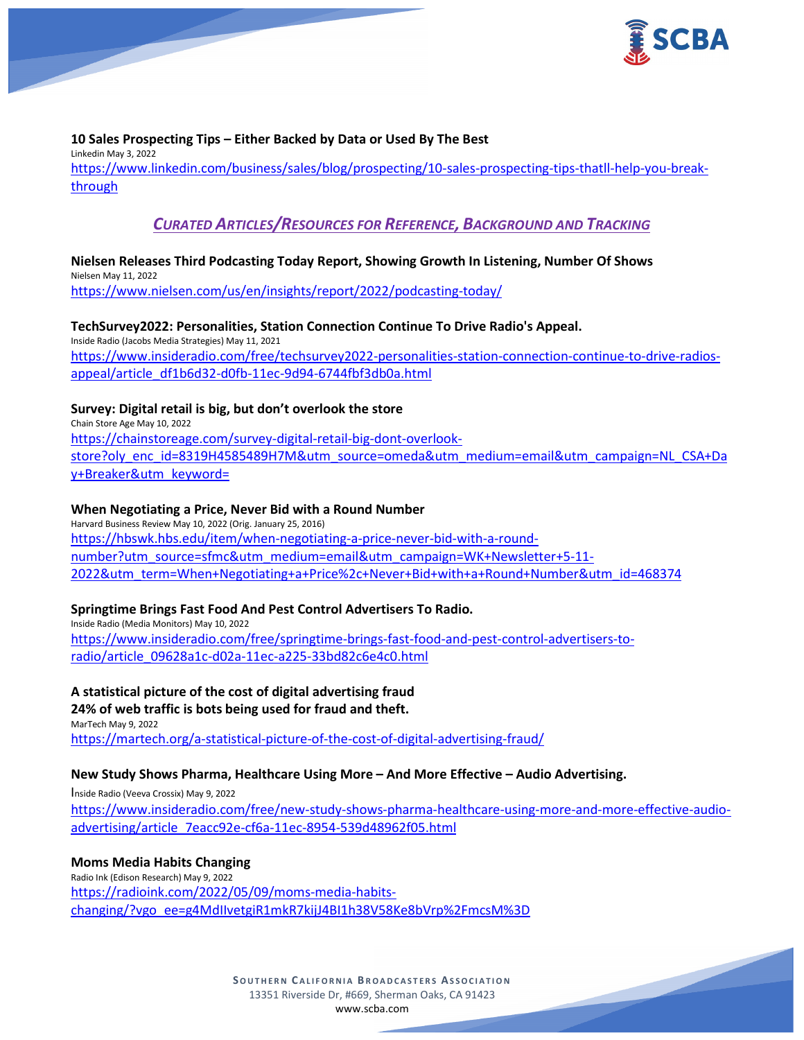**10 Sales Prospecting Tips – Either Backed by Data or Used By The Best**

Linkedin May 3, 2022

https://www.linkedin.com/business/sales/blog/prospecting/10-sales-prospecting-tips-thatll-help-you-break-through

## *CURATED ARTICLES/RESOURCES FOR REFERENCE, BACKGROUND AND TRACKING*

**Nielsen Releases Third Podcasting Today Report, Showing Growth In Listening, Number Of Shows**

Nielsen May 11, 2022

https://www.nielsen.com/us/en/insights/report/2022/podcasting-today/

**TechSurvey2022: Personalities, Station Connection Continue To Drive Radio's Appeal.**

Inside Radio (Jacobs Media Strategies) May 11, 2021

https://www.insideradio.com/free/techsurvey2022-personalities-station-connection-continue-to-drive-radios-appeal/article_df1b6d32-d0fb-11ec-9d94-6744fbf3db0a.html

**Survey: Digital retail is big, but don't overlook the store**

Chain Store Age May 10, 2022

https://chainstoreage.com/survey-digital-retail-big-dont-overlook-store?oly_enc_id=8319H4585489H7M&utm_source=omeda&utm_medium=email&utm_campaign=NL_CSA+Day+Breaker&utm_keyword=

**When Negotiating a Price, Never Bid with a Round Number**

Harvard Business Review May 10, 2022 (Orig. January 25, 2016)

https://hbswk.hbs.edu/item/when-negotiating-a-price-never-bid-with-a-round-number?utm_source=sfmc&utm_medium=email&utm_campaign=WK+Newsletter+5-11-2022&utm_term=When+Negotiating+a+Price%2c+Never+Bid+with+a+Round+Number&utm_id=468374

**Springtime Brings Fast Food And Pest Control Advertisers To Radio.**

Inside Radio (Media Monitors) May 10, 2022

https://www.insideradio.com/free/springtime-brings-fast-food-and-pest-control-advertisers-to-radio/article_09628a1c-d02a-11ec-a225-33bd82c6e4c0.html

**A statistical picture of the cost of digital advertising fraud**
**24% of web traffic is bots being used for fraud and theft.**

MarTech May 9, 2022

https://martech.org/a-statistical-picture-of-the-cost-of-digital-advertising-fraud/

**New Study Shows Pharma, Healthcare Using More – And More Effective – Audio Advertising.**

Inside Radio (Veeva Crossix) May 9, 2022

https://www.insideradio.com/free/new-study-shows-pharma-healthcare-using-more-and-more-effective-audio-advertising/article_7eacc92e-cf6a-11ec-8954-539d48962f05.html

**Moms Media Habits Changing**

Radio Ink (Edison Research) May 9, 2022

https://radioink.com/2022/05/09/moms-media-habits-changing/?vgo_ee=g4MdIlvetgiR1mkR7kijJ4BI1h38V58Ke8bVrp%2FmcsM%3D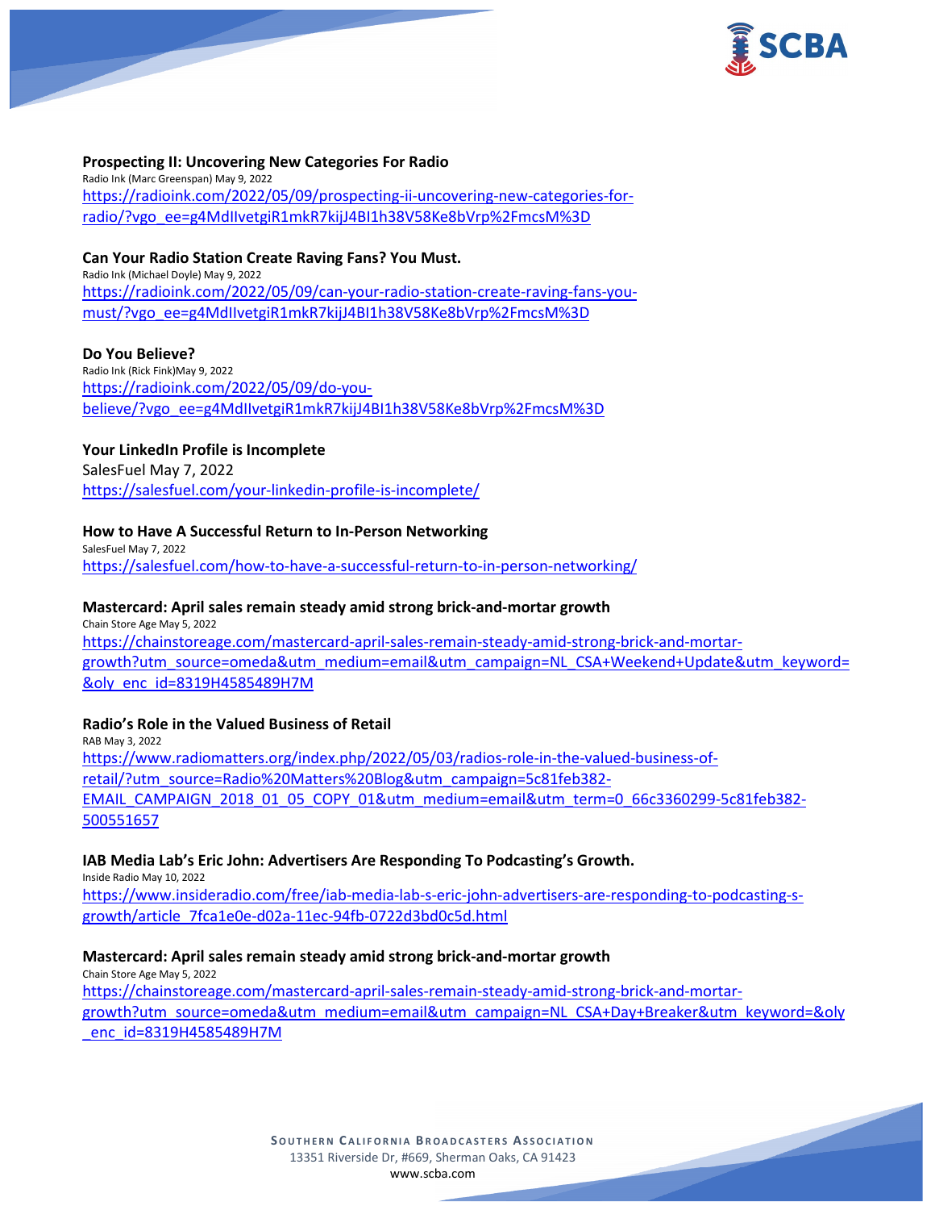**Prospecting II: Uncovering New Categories For Radio**

Radio Ink (Marc Greenspan) May 9, 2022

https://radioink.com/2022/05/09/prospecting-ii-uncovering-new-categories-for-radio/?vgo_ee=g4MdIIvetgiR1mkR7kijJ4BI1h38V58Ke8bVrp%2FmcsM%3D

**Can Your Radio Station Create Raving Fans? You Must.**

Radio Ink (Michael Doyle) May 9, 2022

https://radioink.com/2022/05/09/can-your-radio-station-create-raving-fans-you-must/?vgo_ee=g4MdIIvetgiR1mkR7kijJ4BI1h38V58Ke8bVrp%2FmcsM%3D

**Do You Believe?**

Radio Ink (Rick Fink)May 9, 2022

https://radioink.com/2022/05/09/do-you-believe/?vgo_ee=g4MdIIvetgiR1mkR7kijJ4BI1h38V58Ke8bVrp%2FmcsM%3D

**Your LinkedIn Profile is Incomplete**

SalesFuel May 7, 2022

https://salesfuel.com/your-linkedin-profile-is-incomplete/

**How to Have A Successful Return to In-Person Networking**

SalesFuel May 7, 2022

https://salesfuel.com/how-to-have-a-successful-return-to-in-person-networking/

**Mastercard: April sales remain steady amid strong brick-and-mortar growth**

Chain Store Age May 5, 2022

https://chainstoreage.com/mastercard-april-sales-remain-steady-amid-strong-brick-and-mortar-growth?utm_source=omeda&utm_medium=email&utm_campaign=NL_CSA+Weekend+Update&utm_keyword=&oly_enc_id=8319H4585489H7M

**Radio's Role in the Valued Business of Retail**

RAB May 3, 2022

https://www.radiomatters.org/index.php/2022/05/03/radios-role-in-the-valued-business-of-retail/?utm_source=Radio%20Matters%20Blog&utm_campaign=5c81feb382-EMAIL_CAMPAIGN_2018_01_05_COPY_01&utm_medium=email&utm_term=0_66c3360299-5c81feb382-500551657

**IAB Media Lab's Eric John: Advertisers Are Responding To Podcasting's Growth.**

Inside Radio May 10, 2022

https://www.insideradio.com/free/iab-media-lab-s-eric-john-advertisers-are-responding-to-podcasting-s-growth/article_7fca1e0e-d02a-11ec-94fb-0722d3bd0c5d.html

**Mastercard: April sales remain steady amid strong brick-and-mortar growth**

Chain Store Age May 5, 2022

https://chainstoreage.com/mastercard-april-sales-remain-steady-amid-strong-brick-and-mortar-growth?utm_source=omeda&utm_medium=email&utm_campaign=NL_CSA+Day+Breaker&utm_keyword=&oly_enc_id=8319H4585489H7M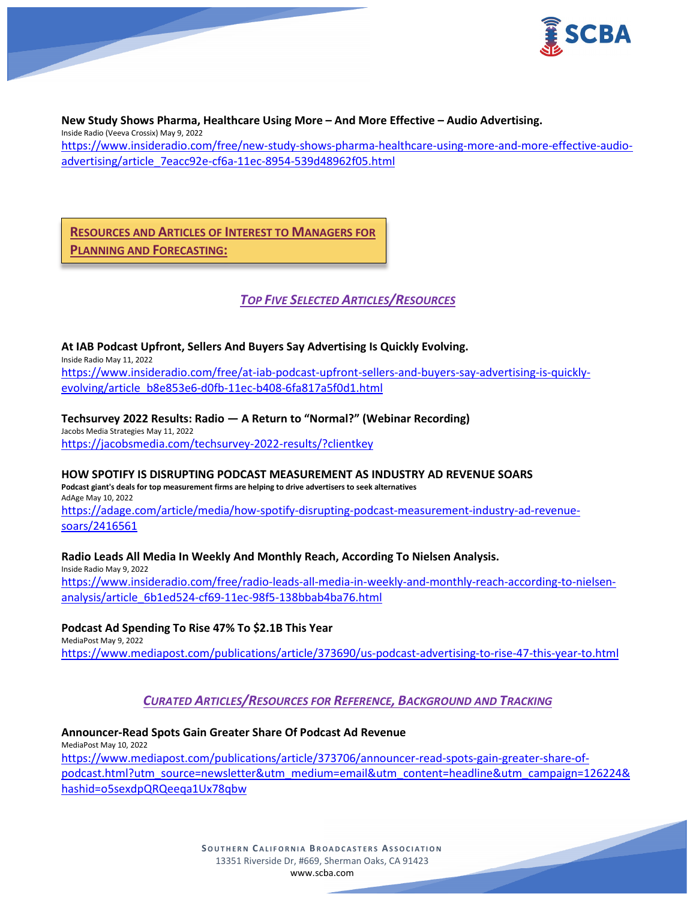**New Study Shows Pharma, Healthcare Using More – And More Effective – Audio Advertising.**
Inside Radio (Veeva Crossix) May 9, 2022
https://www.insideradio.com/free/new-study-shows-pharma-healthcare-using-more-and-more-effective-audio-advertising/article_7eacc92e-cf6a-11ec-8954-539d48962f05.html

## RESOURCES AND ARTICLES OF INTEREST TO MANAGERS FOR PLANNING AND FORECASTING:

### *TOP FIVE SELECTED ARTICLES/RESOURCES*

**At IAB Podcast Upfront, Sellers And Buyers Say Advertising Is Quickly Evolving.**
Inside Radio May 11, 2022
https://www.insideradio.com/free/at-iab-podcast-upfront-sellers-and-buyers-say-advertising-is-quickly-evolving/article_b8e853e6-d0fb-11ec-b408-6fa817a5f0d1.html

**Techsurvey 2022 Results: Radio — A Return to "Normal?" (Webinar Recording)**
Jacobs Media Strategies May 11, 2022
https://jacobsmedia.com/techsurvey-2022-results/?clientkey

**HOW SPOTIFY IS DISRUPTING PODCAST MEASUREMENT AS INDUSTRY AD REVENUE SOARS**
**Podcast giant's deals for top measurement firms are helping to drive advertisers to seek alternatives**
AdAge May 10, 2022
https://adage.com/article/media/how-spotify-disrupting-podcast-measurement-industry-ad-revenue-soars/2416561

**Radio Leads All Media In Weekly And Monthly Reach, According To Nielsen Analysis.**
Inside Radio May 9, 2022
https://www.insideradio.com/free/radio-leads-all-media-in-weekly-and-monthly-reach-according-to-nielsen-analysis/article_6b1ed524-cf69-11ec-98f5-138bbab4ba76.html

**Podcast Ad Spending To Rise 47% To $2.1B This Year**
MediaPost May 9, 2022
https://www.mediapost.com/publications/article/373690/us-podcast-advertising-to-rise-47-this-year-to.html

### *CURATED ARTICLES/RESOURCES FOR REFERENCE, BACKGROUND AND TRACKING*

**Announcer-Read Spots Gain Greater Share Of Podcast Ad Revenue**
MediaPost May 10, 2022
https://www.mediapost.com/publications/article/373706/announcer-read-spots-gain-greater-share-of-podcast.html?utm_source=newsletter&utm_medium=email&utm_content=headline&utm_campaign=126224&hashid=o5sexdpQRQeeqa1Ux78qbw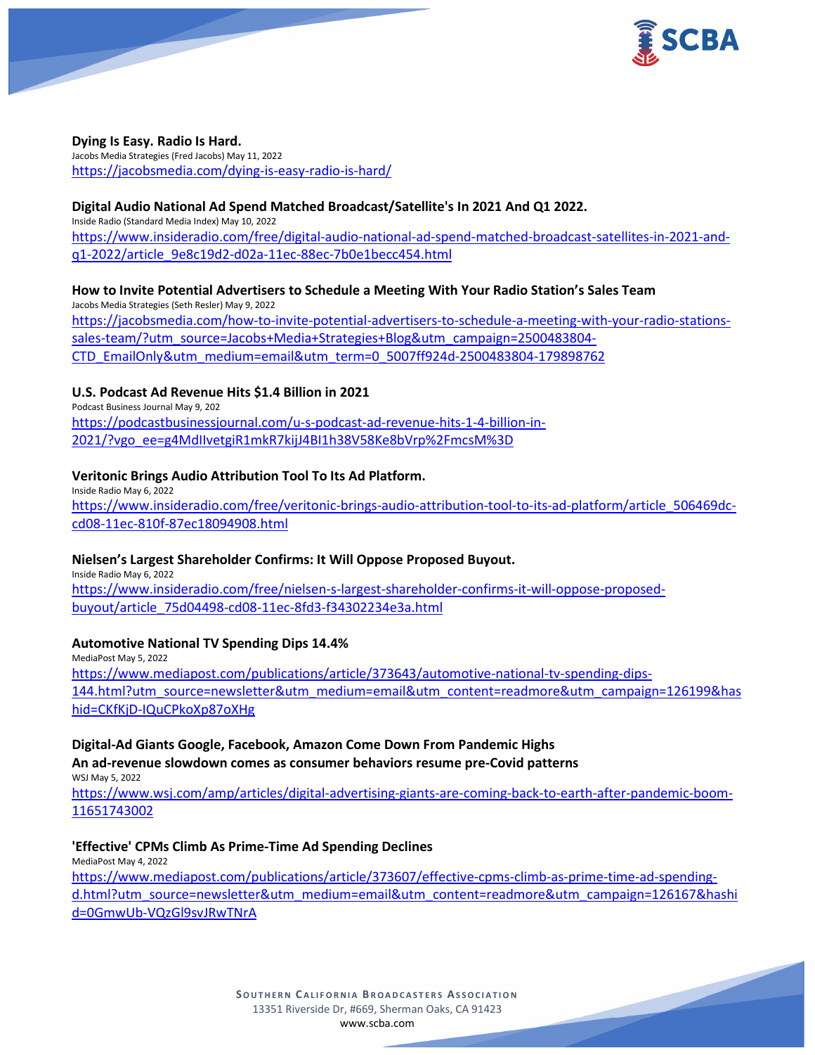**Dying Is Easy. Radio Is Hard.**
Jacobs Media Strategies (Fred Jacobs) May 11, 2022
https://jacobsmedia.com/dying-is-easy-radio-is-hard/

**Digital Audio National Ad Spend Matched Broadcast/Satellite's In 2021 And Q1 2022.**
Inside Radio (Standard Media Index) May 10, 2022
https://www.insideradio.com/free/digital-audio-national-ad-spend-matched-broadcast-satellites-in-2021-and-q1-2022/article_9e8c19d2-d02a-11ec-88ec-7b0e1becc454.html

**How to Invite Potential Advertisers to Schedule a Meeting With Your Radio Station's Sales Team**
Jacobs Media Strategies (Seth Resler) May 9, 2022
https://jacobsmedia.com/how-to-invite-potential-advertisers-to-schedule-a-meeting-with-your-radio-stations-sales-team/?utm_source=Jacobs+Media+Strategies+Blog&utm_campaign=2500483804-CTD_EmailOnly&utm_medium=email&utm_term=0_5007ff924d-2500483804-179898762

**U.S. Podcast Ad Revenue Hits $1.4 Billion in 2021**
Podcast Business Journal May 9, 202
https://podcastbusinessjournal.com/u-s-podcast-ad-revenue-hits-1-4-billion-in-2021/?vgo_ee=g4MdIlvetgiR1mkR7kijJ4BI1h38V58Ke8bVrp%2FmcsM%3D

**Veritonic Brings Audio Attribution Tool To Its Ad Platform.**
Inside Radio May 6, 2022
https://www.insideradio.com/free/veritonic-brings-audio-attribution-tool-to-its-ad-platform/article_506469dc-cd08-11ec-810f-87ec18094908.html

**Nielsen's Largest Shareholder Confirms: It Will Oppose Proposed Buyout.**
Inside Radio May 6, 2022
https://www.insideradio.com/free/nielsen-s-largest-shareholder-confirms-it-will-oppose-proposed-buyout/article_75d04498-cd08-11ec-8fd3-f34302234e3a.html

**Automotive National TV Spending Dips 14.4%**
MediaPost May 5, 2022
https://www.mediapost.com/publications/article/373643/automotive-national-tv-spending-dips-144.html?utm_source=newsletter&utm_medium=email&utm_content=readmore&utm_campaign=126199&hashid=CKfKjD-IQuCPkoXp87oXHg

**Digital-Ad Giants Google, Facebook, Amazon Come Down From Pandemic Highs**
**An ad-revenue slowdown comes as consumer behaviors resume pre-Covid patterns**
WSJ May 5, 2022
https://www.wsj.com/amp/articles/digital-advertising-giants-are-coming-back-to-earth-after-pandemic-boom-11651743002

**'Effective' CPMs Climb As Prime-Time Ad Spending Declines**
MediaPost May 4, 2022
https://www.mediapost.com/publications/article/373607/effective-cpms-climb-as-prime-time-ad-spending-d.html?utm_source=newsletter&utm_medium=email&utm_content=readmore&utm_campaign=126167&hashid=0GmwUb-VQzGl9svJRwTNrA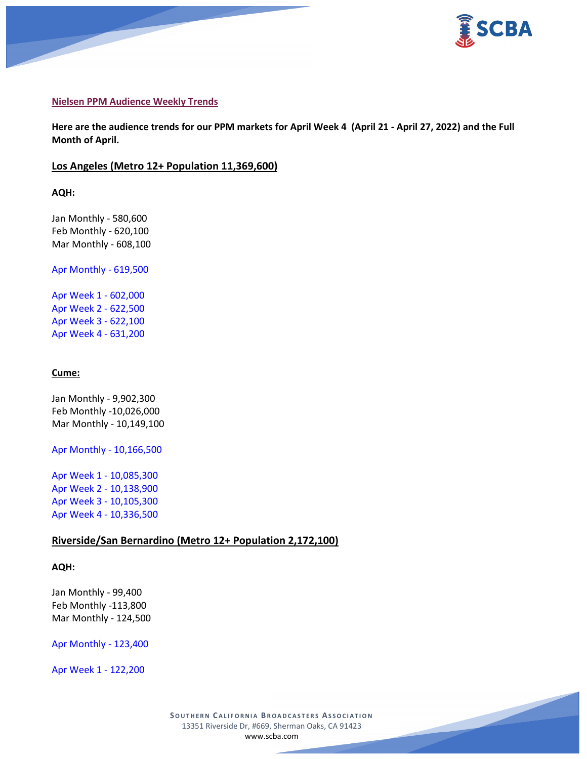**Nielsen PPM Audience Weekly Trends**

**Here are the audience trends for our PPM markets for April Week 4 (April 21 - April 27, 2022) and the Full Month of April.**

## Los Angeles (Metro 12+ Population 11,369,600)

**AQH:**

Jan Monthly - 580,600
Feb Monthly - 620,100
Mar Monthly - 608,100

Apr Monthly - 619,500

Apr Week 1 - 602,000
Apr Week 2 - 622,500
Apr Week 3 - 622,100
Apr Week 4 - 631,200

**Cume:**

Jan Monthly - 9,902,300
Feb Monthly -10,026,000
Mar Monthly - 10,149,100

Apr Monthly - 10,166,500

Apr Week 1 - 10,085,300
Apr Week 2 - 10,138,900
Apr Week 3 - 10,105,300
Apr Week 4 - 10,336,500

## Riverside/San Bernardino (Metro 12+ Population 2,172,100)

**AQH:**

Jan Monthly - 99,400
Feb Monthly -113,800
Mar Monthly - 124,500

Apr Monthly - 123,400

Apr Week 1 - 122,200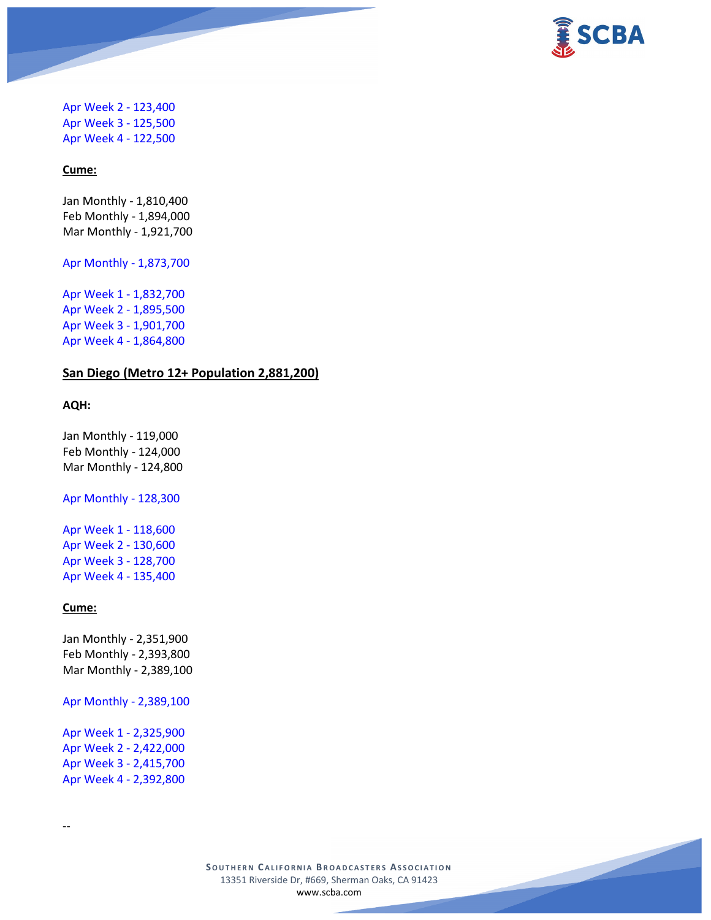Apr Week 2 - 123,400
Apr Week 3 - 125,500
Apr Week 4 - 122,500

**Cume:**

Jan Monthly - 1,810,400
Feb Monthly - 1,894,000
Mar Monthly - 1,921,700

Apr Monthly - 1,873,700

Apr Week 1 - 1,832,700
Apr Week 2 - 1,895,500
Apr Week 3 - 1,901,700
Apr Week 4 - 1,864,800

**San Diego (Metro 12+ Population 2,881,200)**

**AQH:**

Jan Monthly - 119,000
Feb Monthly - 124,000
Mar Monthly - 124,800

Apr Monthly - 128,300

Apr Week 1 - 118,600
Apr Week 2 - 130,600
Apr Week 3 - 128,700
Apr Week 4 - 135,400

**Cume:**

Jan Monthly - 2,351,900
Feb Monthly - 2,393,800
Mar Monthly - 2,389,100

Apr Monthly - 2,389,100

Apr Week 1 - 2,325,900
Apr Week 2 - 2,422,000
Apr Week 3 - 2,415,700
Apr Week 4 - 2,392,800

--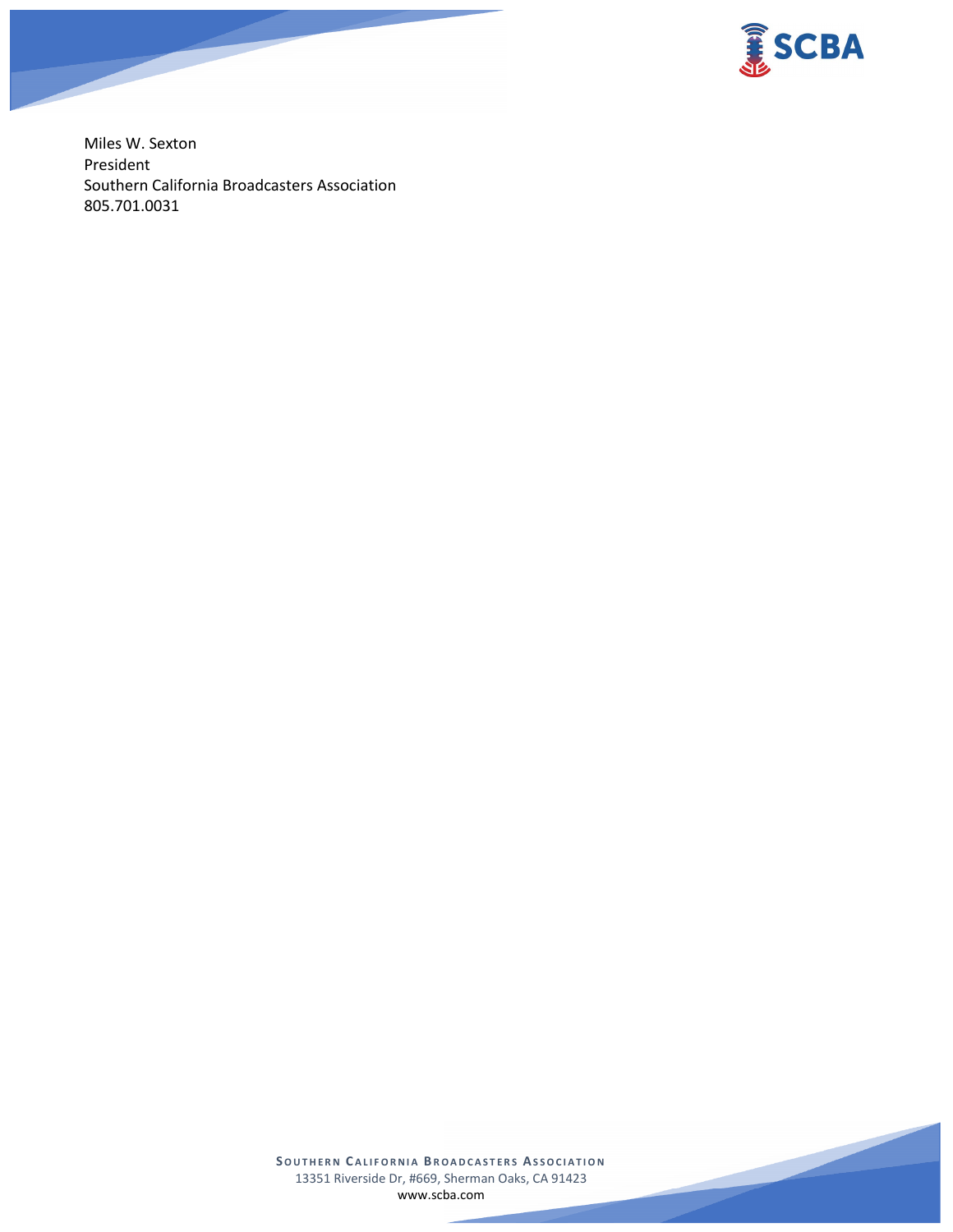Miles W. Sexton
President
Southern California Broadcasters Association
805.701.0031